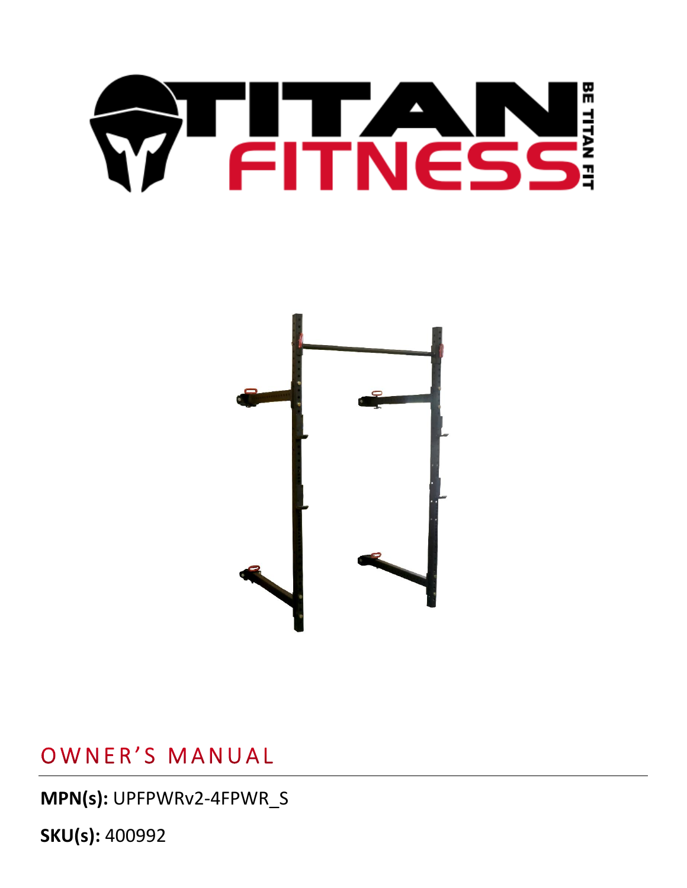# OWNER'S MANUAL

**MPN(s):** UPFPWRv2-4FPWR_S

**SKU(s):** 400992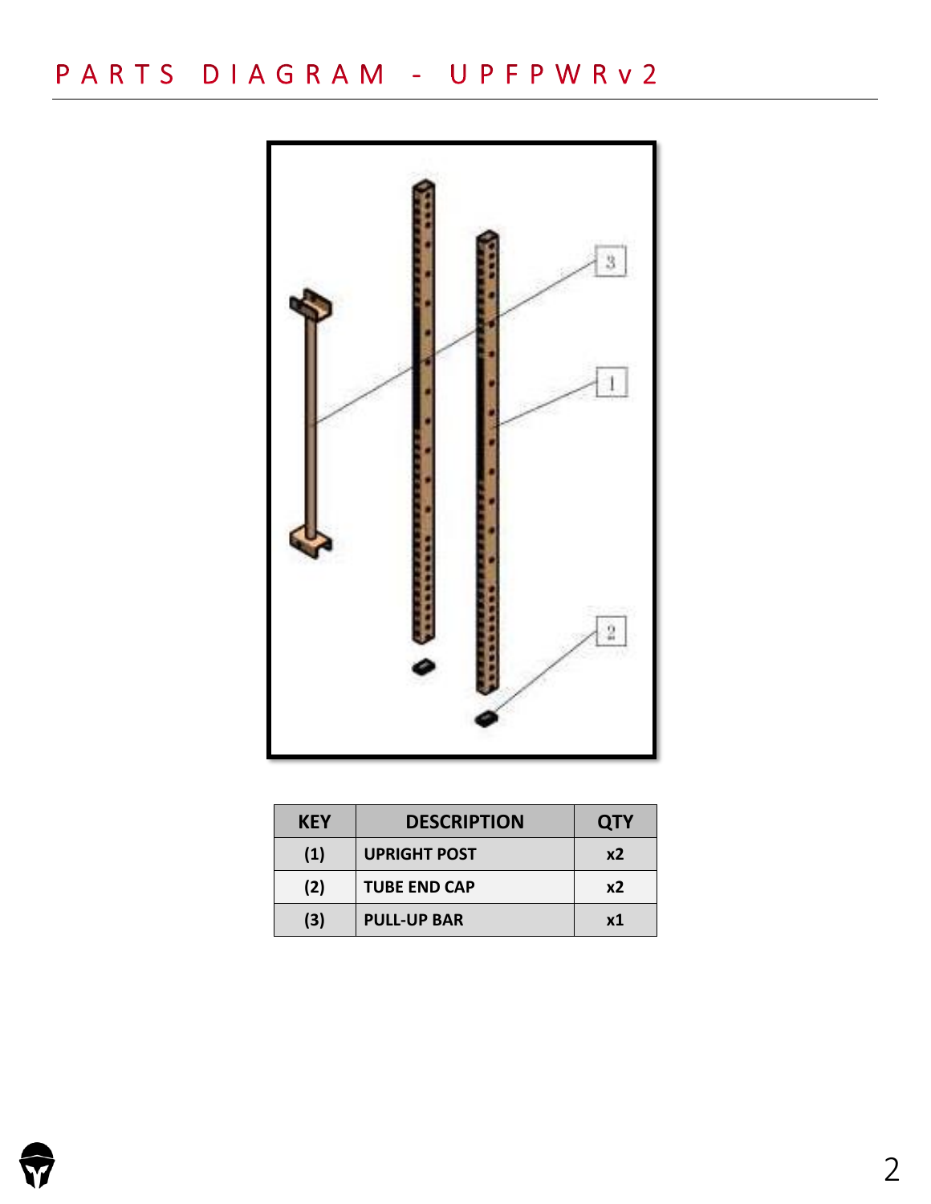# PARTS DIAGRAM - UPFPWRv2

| KEY | DESCRIPTION | QTY |
|---|---|---|
| (1) | UPRIGHT POST | x2 |
| (2) | TUBE END CAP | x2 |
| (3) | PULL-UP BAR | x1 |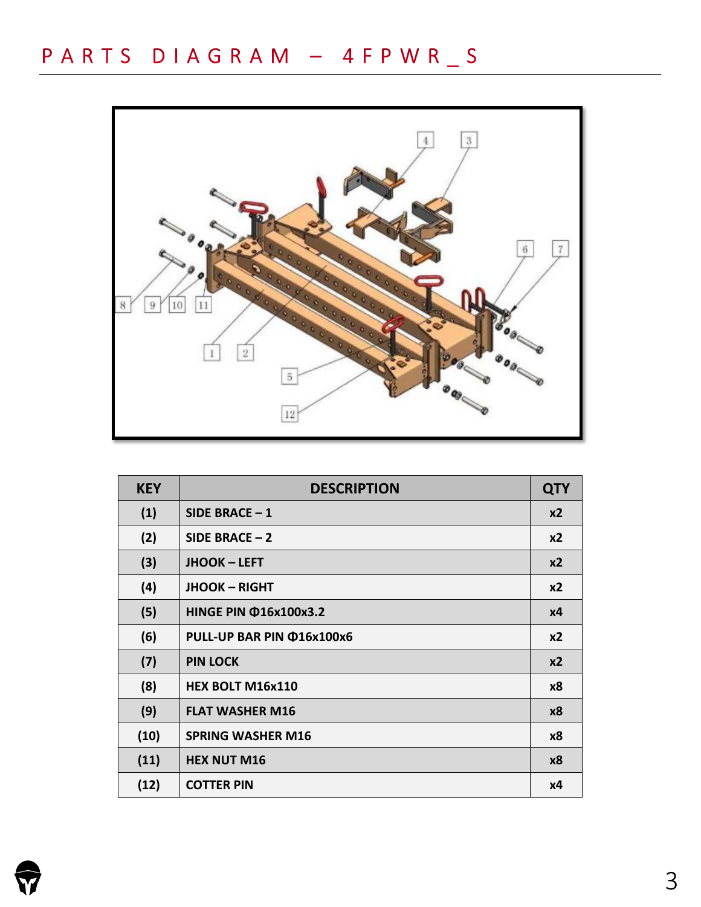# PARTS DIAGRAM – 4FPWR_S

| KEY | DESCRIPTION | QTY |
|---|---|---|
| (1) | SIDE BRACE – 1 | x2 |
| (2) | SIDE BRACE – 2 | x2 |
| (3) | JHOOK – LEFT | x2 |
| (4) | JHOOK – RIGHT | x2 |
| (5) | HINGE PIN Φ16x100x3.2 | x4 |
| (6) | PULL-UP BAR PIN Φ16x100x6 | x2 |
| (7) | PIN LOCK | x2 |
| (8) | HEX BOLT M16x110 | x8 |
| (9) | FLAT WASHER M16 | x8 |
| (10) | SPRING WASHER M16 | x8 |
| (11) | HEX NUT M16 | x8 |
| (12) | COTTER PIN | x4 |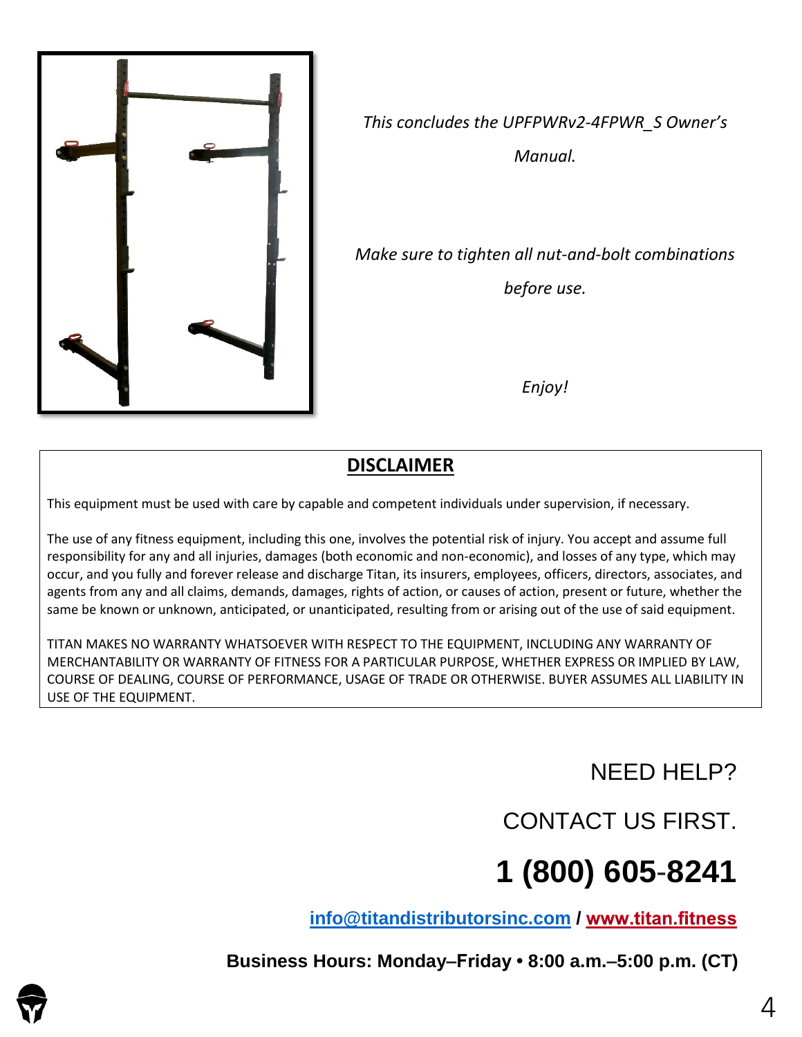*This concludes the UPFPWRv2-4FPWR_S Owner's Manual.*

*Make sure to tighten all nut-and-bolt combinations before use.*

*Enjoy!*

## DISCLAIMER

This equipment must be used with care by capable and competent individuals under supervision, if necessary.

The use of any fitness equipment, including this one, involves the potential risk of injury. You accept and assume full responsibility for any and all injuries, damages (both economic and non-economic), and losses of any type, which may occur, and you fully and forever release and discharge Titan, its insurers, employees, officers, directors, associates, and agents from any and all claims, demands, damages, rights of action, or causes of action, present or future, whether the same be known or unknown, anticipated, or unanticipated, resulting from or arising out of the use of said equipment.

TITAN MAKES NO WARRANTY WHATSOEVER WITH RESPECT TO THE EQUIPMENT, INCLUDING ANY WARRANTY OF MERCHANTABILITY OR WARRANTY OF FITNESS FOR A PARTICULAR PURPOSE, WHETHER EXPRESS OR IMPLIED BY LAW, COURSE OF DEALING, COURSE OF PERFORMANCE, USAGE OF TRADE OR OTHERWISE. BUYER ASSUMES ALL LIABILITY IN USE OF THE EQUIPMENT.

NEED HELP?

CONTACT US FIRST.

**1 (800) 605-8241**

**info@titandistributorsinc.com / www.titan.fitness**

**Business Hours: Monday–Friday • 8:00 a.m.–5:00 p.m. (CT)**